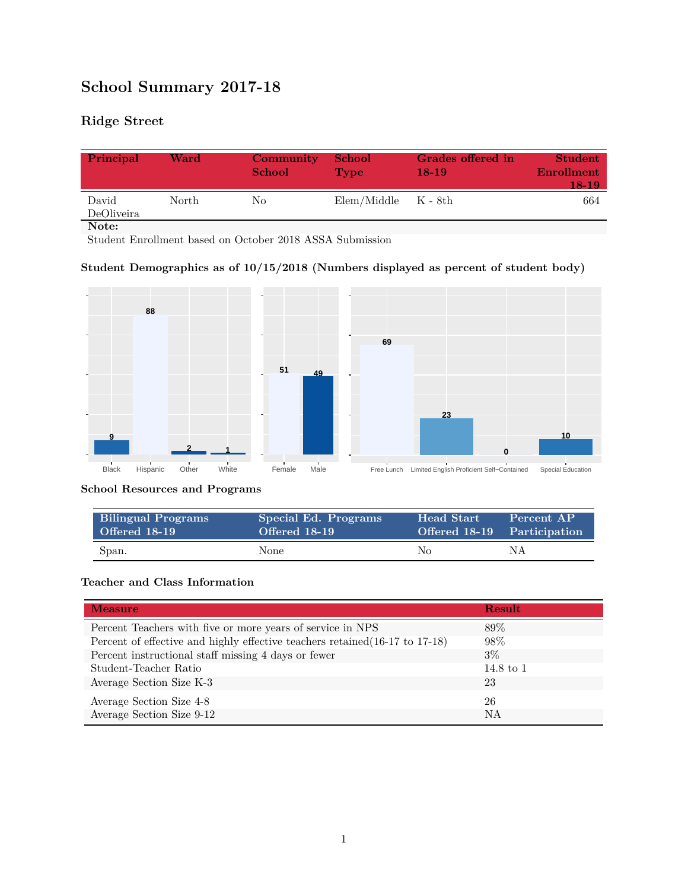# School Summary 2017-18

## Ridge Street

| Principal | Ward | Community School | School Type | Grades offered in 18-19 | Student Enrollment 18-19 |
|---|---|---|---|---|---|
| David DeOliveira | North | No | Elem/Middle | K - 8th | 664 |

**Note:**
Student Enrollment based on October 2018 ASSA Submission

### Student Demographics as of 10/15/2018 (Numbers displayed as percent of student body)

| Black | Hispanic | Other | White |
|---|---|---|---|
| 9 | 88 | 2 | 1 |

| Female | Male |
|---|---|
| 51 | 49 |

| Free Lunch | Limited English Proficient | Self-Contained | Special Education |
|---|---|---|---|
| 69 | 23 | 0 | 10 |

### School Resources and Programs

| Bilingual Programs Offered 18-19 | Special Ed. Programs Offered 18-19 | Head Start Offered 18-19 | Percent AP Participation |
|---|---|---|---|
| Span. | None | No | NA |

### Teacher and Class Information

| Measure | Result |
|---|---|
| Percent Teachers with five or more years of service in NPS | 89% |
| Percent of effective and highly effective teachers retained(16-17 to 17-18) | 98% |
| Percent instructional staff missing 4 days or fewer | 3% |
| Student-Teacher Ratio | 14.8 to 1 |
| Average Section Size K-3 | 23 |
| Average Section Size 4-8 | 26 |
| Average Section Size 9-12 | NA |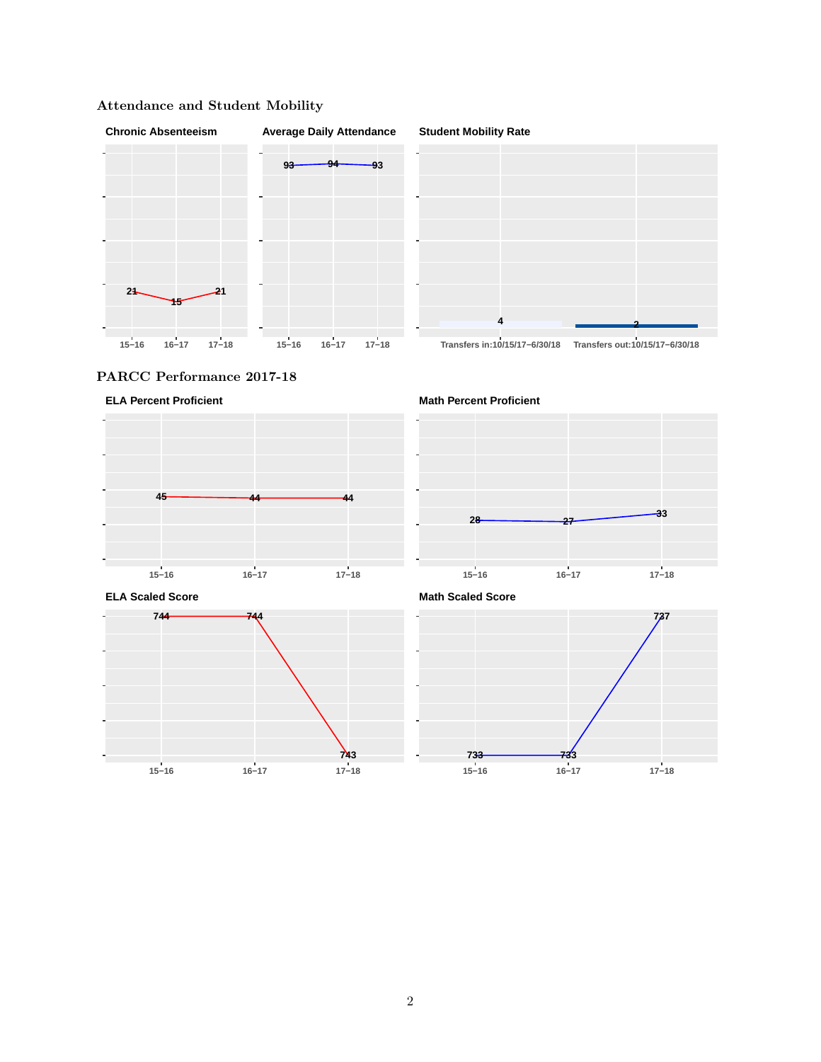## Attendance and Student Mobility

**Chronic Absenteeism**

21
15
21

15–16
16–17
17–18

**Average Daily Attendance**

93
94
93

15–16
16–17
17–18

**Student Mobility Rate**

4
2

Transfers in:10/15/17–6/30/18
Transfers out:10/15/17–6/30/18

## PARCC Performance 2017-18

**ELA Percent Proficient**

45
44
44

15–16
16–17
17–18

**Math Percent Proficient**

28
27
33

15–16
16–17
17–18

**ELA Scaled Score**

744
744
743

15–16
16–17
17–18

**Math Scaled Score**

733
733
737

15–16
16–17
17–18